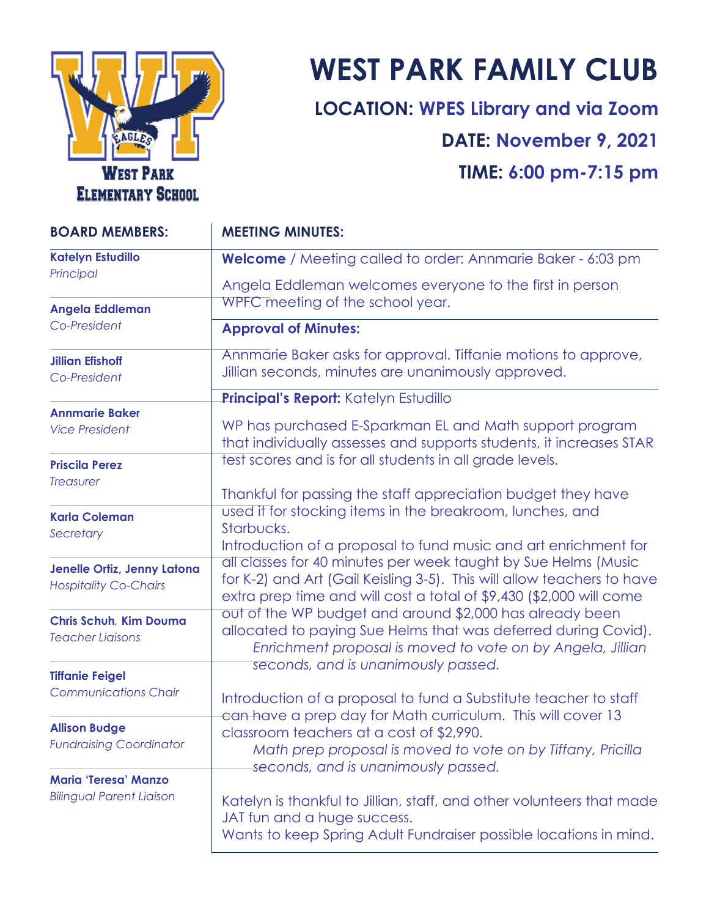WEST PARK ELEMENTARY SCHOOL

# WEST PARK FAMILY CLUB

**LOCATION: WPES Library and via Zoom**

**DATE: November 9, 2021**

**TIME: 6:00 pm-7:15 pm**

## BOARD MEMBERS:

**Katelyn Estudillo**
*Principal*

**Angela Eddleman**
*Co-President*

**Jillian Efishoff**
*Co-President*

**Annmarie Baker**
*Vice President*

**Priscila Perez**
*Treasurer*

**Karla Coleman**
*Secretary*

**Jenelle Ortiz, Jenny Latona**
*Hospitality Co-Chairs*

**Chris Schuh, Kim Douma**
*Teacher Liaisons*

**Tiffanie Feigel**
*Communications Chair*

**Allison Budge**
*Fundraising Coordinator*

**Maria 'Teresa' Manzo**
*Bilingual Parent Liaison*

## MEETING MINUTES:

**Welcome** / Meeting called to order: Annmarie Baker - 6:03 pm

Angela Eddleman welcomes everyone to the first in person WPFC meeting of the school year.

**Approval of Minutes:**

Annmarie Baker asks for approval. Tiffanie motions to approve, Jillian seconds, minutes are unanimously approved.

**Principal's Report:** Katelyn Estudillo

WP has purchased E-Sparkman EL and Math support program that individually assesses and supports students, it increases STAR test scores and is for all students in all grade levels.

Thankful for passing the staff appreciation budget they have used it for stocking items in the breakroom, lunches, and Starbucks.
Introduction of a proposal to fund music and art enrichment for all classes for 40 minutes per week taught by Sue Helms (Music for K-2) and Art (Gail Keisling 3-5). This will allow teachers to have extra prep time and will cost a total of $9,430 ($2,000 will come out of the WP budget and around $2,000 has already been allocated to paying Sue Helms that was deferred during Covid).
*Enrichment proposal is moved to vote on by Angela, Jillian seconds, and is unanimously passed.*

Introduction of a proposal to fund a Substitute teacher to staff can have a prep day for Math curriculum. This will cover 13 classroom teachers at a cost of $2,990.
*Math prep proposal is moved to vote on by Tiffany, Pricilla seconds, and is unanimously passed.*

Katelyn is thankful to Jillian, staff, and other volunteers that made JAT fun and a huge success.
Wants to keep Spring Adult Fundraiser possible locations in mind.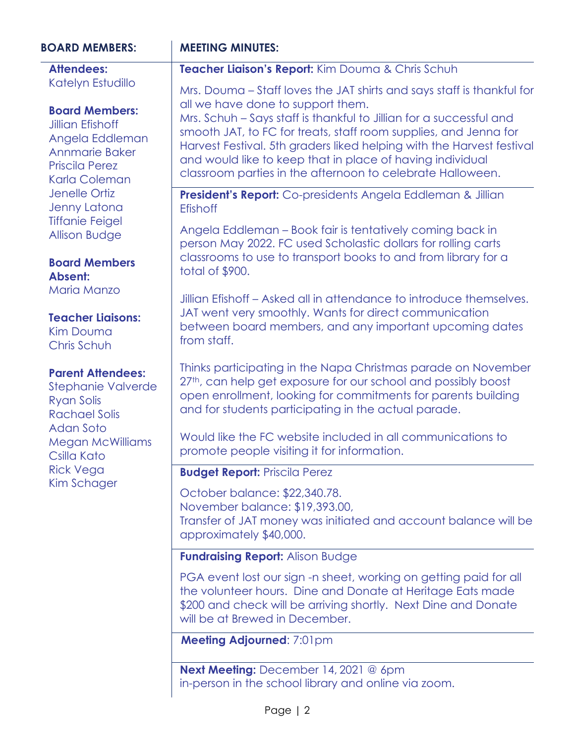## BOARD MEMBERS:

**Attendees:**
Katelyn Estudillo

**Board Members:**
Jillian Efishoff
Angela Eddleman
Annmarie Baker
Priscila Perez
Karla Coleman
Jenelle Ortiz
Jenny Latona
Tiffanie Feigel
Allison Budge

**Board Members Absent:**
Maria Manzo

**Teacher Liaisons:**
Kim Douma
Chris Schuh

**Parent Attendees:**
Stephanie Valverde
Ryan Solis
Rachael Solis
Adan Soto
Megan McWilliams
Csilla Kato
Rick Vega
Kim Schager

## MEETING MINUTES:

**Teacher Liaison's Report:** Kim Douma & Chris Schuh

Mrs. Douma – Staff loves the JAT shirts and says staff is thankful for all we have done to support them.
Mrs. Schuh – Says staff is thankful to Jillian for a successful and smooth JAT, to FC for treats, staff room supplies, and Jenna for Harvest Festival. 5th graders liked helping with the Harvest festival and would like to keep that in place of having individual classroom parties in the afternoon to celebrate Halloween.

**President's Report:** Co-presidents Angela Eddleman & Jillian Efishoff

Angela Eddleman – Book fair is tentatively coming back in person May 2022. FC used Scholastic dollars for rolling carts classrooms to use to transport books to and from library for a total of $900.

Jillian Efishoff – Asked all in attendance to introduce themselves. JAT went very smoothly. Wants for direct communication between board members, and any important upcoming dates from staff.

Thinks participating in the Napa Christmas parade on November 27th, can help get exposure for our school and possibly boost open enrollment, looking for commitments for parents building and for students participating in the actual parade.

Would like the FC website included in all communications to promote people visiting it for information.

**Budget Report:** Priscila Perez

October balance: $22,340.78.
November balance: $19,393.00,
Transfer of JAT money was initiated and account balance will be approximately $40,000.

**Fundraising Report:** Alison Budge

PGA event lost our sign -n sheet, working on getting paid for all the volunteer hours. Dine and Donate at Heritage Eats made $200 and check will be arriving shortly. Next Dine and Donate will be at Brewed in December.

**Meeting Adjourned**: 7:01pm

**Next Meeting:** December 14, 2021 @ 6pm
in-person in the school library and online via zoom.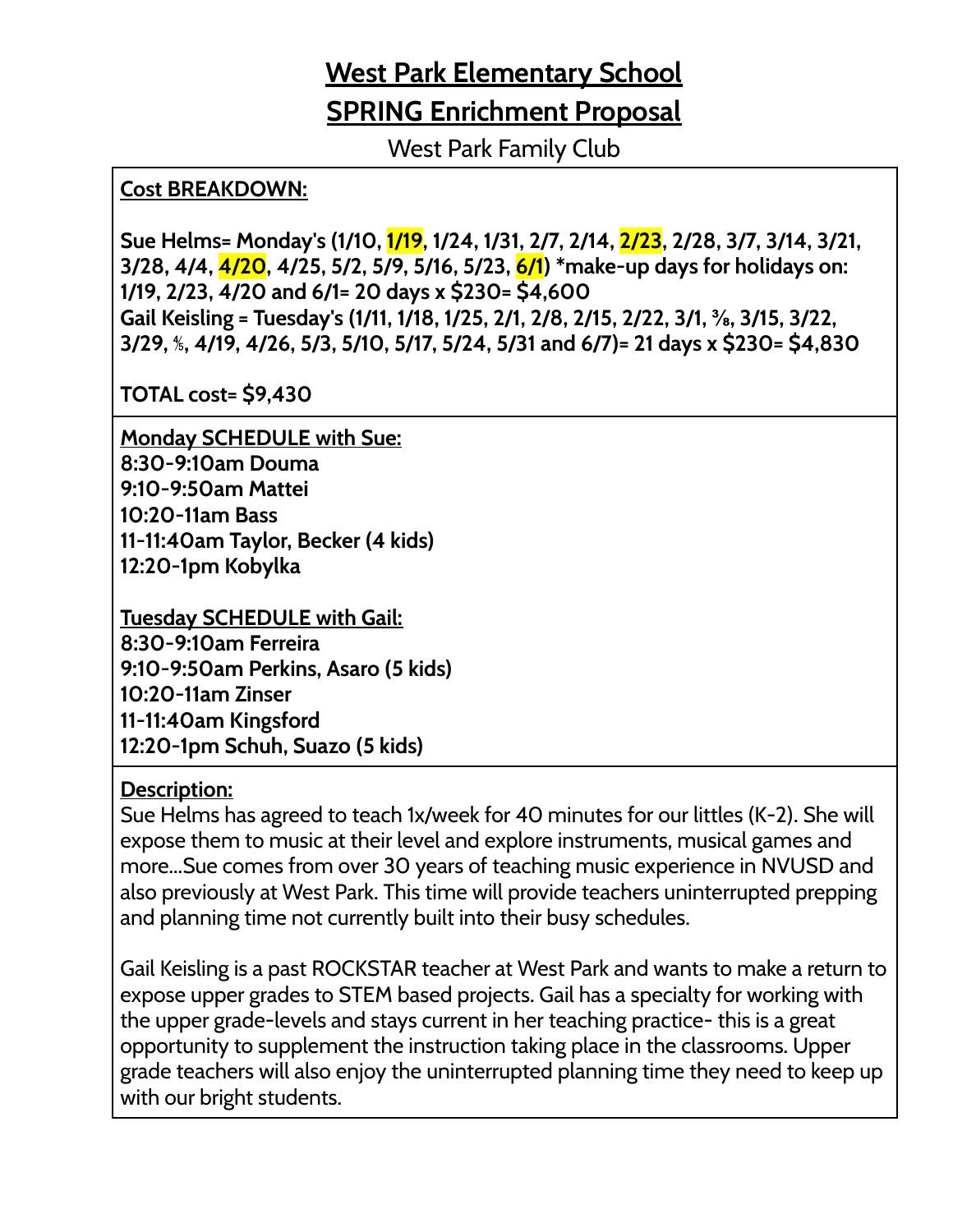# West Park Elementary School

# SPRING Enrichment Proposal

West Park Family Club

**Cost BREAKDOWN:**

**Sue Helms= Monday's (1/10, 1/19, 1/24, 1/31, 2/7, 2/14, 2/23, 2/28, 3/7, 3/14, 3/21, 3/28, 4/4, 4/20, 4/25, 5/2, 5/9, 5/16, 5/23, 6/1) *make-up days for holidays on: 1/19, 2/23, 4/20 and 6/1= 20 days x $230= $4,600**
**Gail Keisling = Tuesday's (1/11, 1/18, 1/25, 2/1, 2/8, 2/15, 2/22, 3/1, 3/8, 3/15, 3/22, 3/29, 4/5, 4/19, 4/26, 5/3, 5/10, 5/17, 5/24, 5/31 and 6/7)= 21 days x $230= $4,830**

**TOTAL cost= $9,430**

**Monday SCHEDULE with Sue:**
**8:30-9:10am Douma**
**9:10-9:50am Mattei**
**10:20-11am Bass**
**11-11:40am Taylor, Becker (4 kids)**
**12:20-1pm Kobylka**

**Tuesday SCHEDULE with Gail:**
**8:30-9:10am Ferreira**
**9:10-9:50am Perkins, Asaro (5 kids)**
**10:20-11am Zinser**
**11-11:40am Kingsford**
**12:20-1pm Schuh, Suazo (5 kids)**

**Description:**
Sue Helms has agreed to teach 1x/week for 40 minutes for our littles (K-2). She will expose them to music at their level and explore instruments, musical games and more...Sue comes from over 30 years of teaching music experience in NVUSD and also previously at West Park. This time will provide teachers uninterrupted prepping and planning time not currently built into their busy schedules.

Gail Keisling is a past ROCKSTAR teacher at West Park and wants to make a return to expose upper grades to STEM based projects. Gail has a specialty for working with the upper grade-levels and stays current in her teaching practice- this is a great opportunity to supplement the instruction taking place in the classrooms. Upper grade teachers will also enjoy the uninterrupted planning time they need to keep up with our bright students.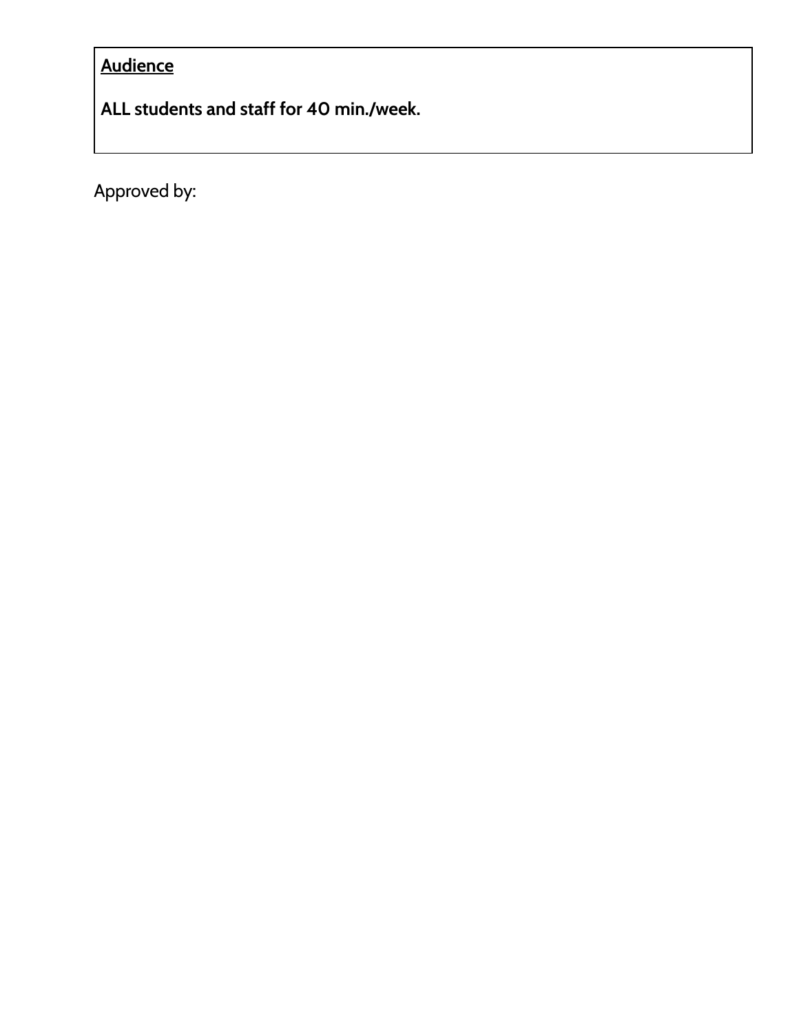| **<u>Audience</u>** |
| --- |
| **ALL students and staff for 40 min./week.** |

Approved by: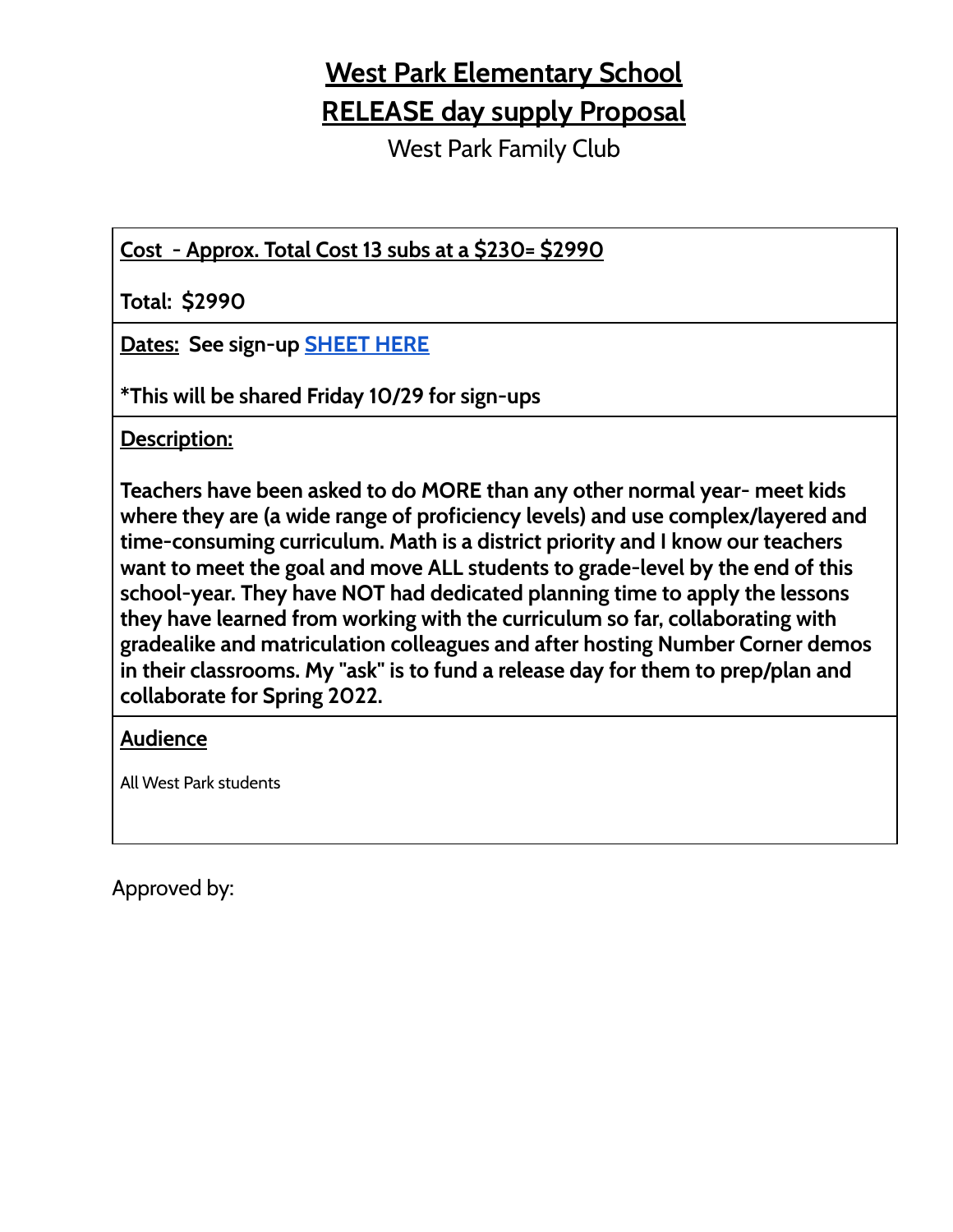# West Park Elementary School

# RELEASE day supply Proposal

West Park Family Club

**Cost - Approx. Total Cost 13 subs at a $230= $2990**

**Total: $2990**

**Dates: See sign-up SHEET HERE**

**\*This will be shared Friday 10/29 for sign-ups**

**Description:**

**Teachers have been asked to do MORE than any other normal year- meet kids where they are (a wide range of proficiency levels) and use complex/layered and time-consuming curriculum. Math is a district priority and I know our teachers want to meet the goal and move ALL students to grade-level by the end of this school-year. They have NOT had dedicated planning time to apply the lessons they have learned from working with the curriculum so far, collaborating with gradealike and matriculation colleagues and after hosting Number Corner demos in their classrooms. My "ask" is to fund a release day for them to prep/plan and collaborate for Spring 2022.**

**Audience**

All West Park students

Approved by: